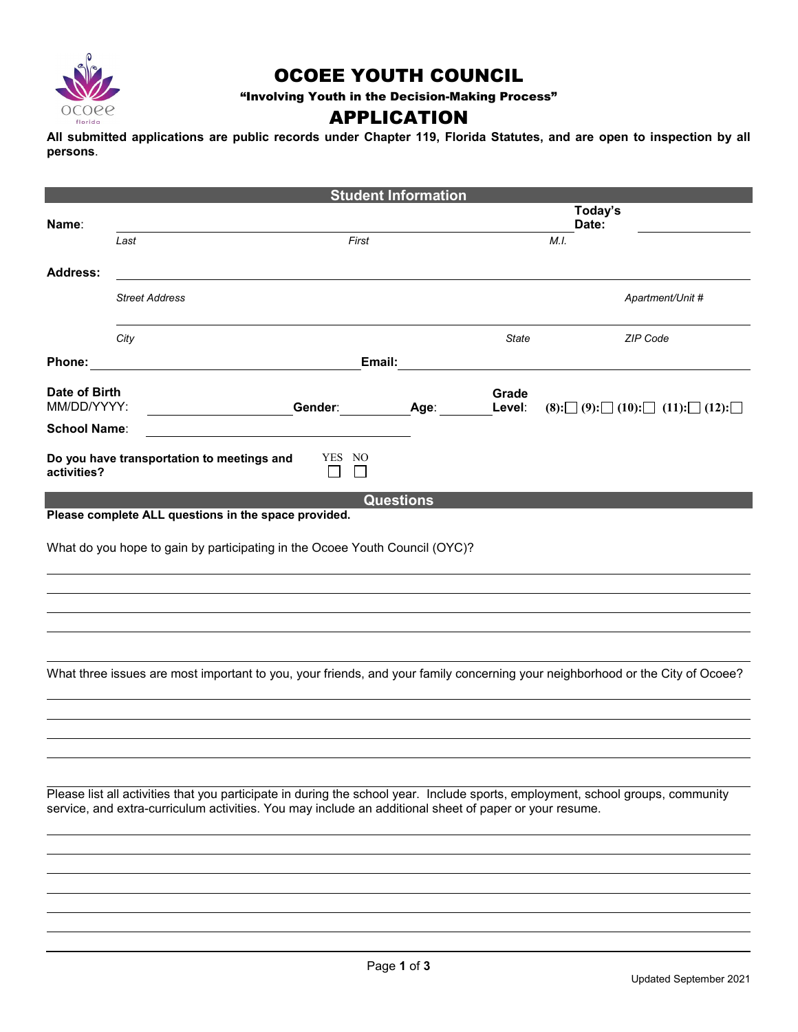# OCOEE YOUTH COUNCIL

**"Involving Youth in the Decision-Making Process"**

# APPLICATION

**All submitted applications are public records under Chapter 119, Florida Statutes, and are open to inspection by all persons.**

## Student Information

**Name:** ____________________________________________ **Today's Date:** ______________

*Last* *First* *M.I.*

**Address:** ____________________________________________

*Street Address* *Apartment/Unit #*

____________________________________________

*City* *State* *ZIP Code*

**Phone:** ______________________ **Email:** ______________________

**Date of Birth** MM/DD/YYYY: ______________ **Gender:** __________ **Age:** ______ **Grade Level:** (8):☐ (9):☐ (10):☐ (11):☐ (12):☐

**School Name:** ______________________

**Do you have transportation to meetings and activities?** YES ☐ NO ☐

## Questions

**Please complete ALL questions in the space provided.**

What do you hope to gain by participating in the Ocoee Youth Council (OYC)?

What three issues are most important to you, your friends, and your family concerning your neighborhood or the City of Ocoee?

Please list all activities that you participate in during the school year. Include sports, employment, school groups, community service, and extra-curriculum activities. You may include an additional sheet of paper or your resume.

Updated September 2021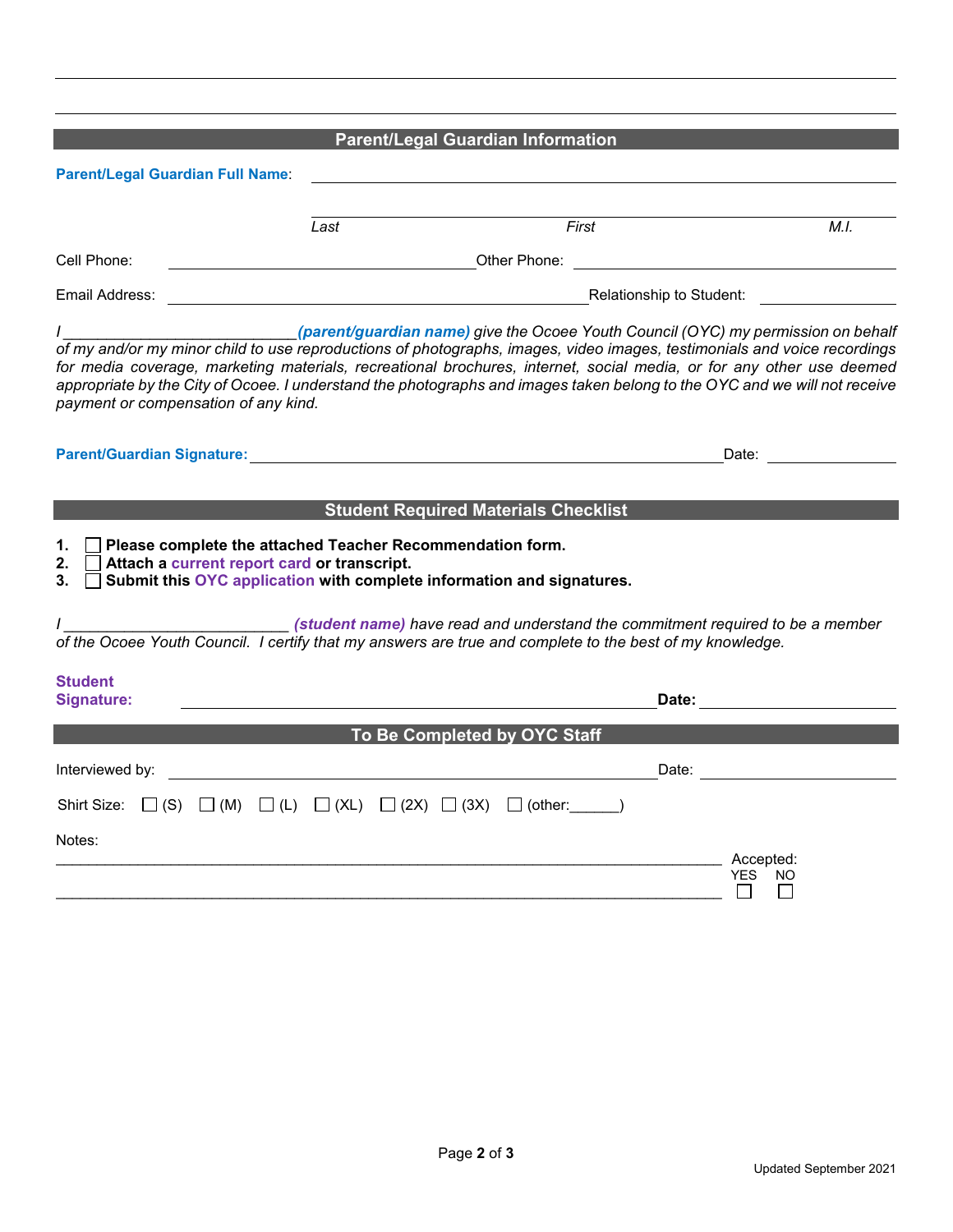## Parent/Legal Guardian Information

**Parent/Legal Guardian Full Name**: ______________________________________________

*Last* *First* *M.I.*

Cell Phone: ______________________ Other Phone: ______________________

Email Address: ______________________________ Relationship to Student: ______________

*I ___________________________* ***(parent/guardian name)*** *give the Ocoee Youth Council (OYC) my permission on behalf of my and/or my minor child to use reproductions of photographs, images, video images, testimonials and voice recordings for media coverage, marketing materials, recreational brochures, internet, social media, or for any other use deemed appropriate by the City of Ocoee. I understand the photographs and images taken belong to the OYC and we will not receive payment or compensation of any kind.*

**Parent/Guardian Signature:** ______________________________________________ Date: ______________

## Student Required Materials Checklist

1. ☐ **Please complete the attached Teacher Recommendation form.**
2. ☐ **Attach a current report card or transcript.**
3. ☐ **Submit this OYC application with complete information and signatures.**

*I _________________________* ***(student name)*** *have read and understand the commitment required to be a member of the Ocoee Youth Council. I certify that my answers are true and complete to the best of my knowledge.*

**Student Signature:** ______________________________________________ **Date:** ______________

## To Be Completed by OYC Staff

Interviewed by: ______________________________________________ Date: ______________

Shirt Size: ☐ (S) ☐ (M) ☐ (L) ☐ (XL) ☐ (2X) ☐ (3X) ☐ (other:______)

Notes:

_______________________________________________________________________________

_______________________________________________________________________________

Accepted:
YES ☐ NO ☐

Updated September 2021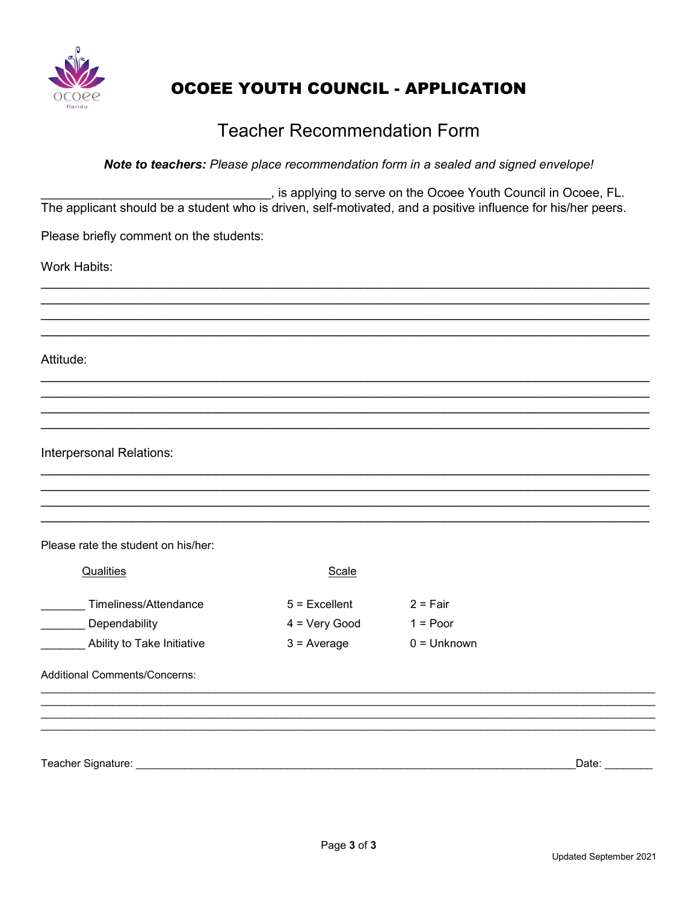# OCOEE YOUTH COUNCIL - APPLICATION

## Teacher Recommendation Form

***Note to teachers:*** *Please place recommendation form in a sealed and signed envelope!*

________________________________, is applying to serve on the Ocoee Youth Council in Ocoee, FL. The applicant should be a student who is driven, self-motivated, and a positive influence for his/her peers.

Please briefly comment on the students:

Work Habits:

______________________________________________________________________________
______________________________________________________________________________
______________________________________________________________________________
______________________________________________________________________________

Attitude:

______________________________________________________________________________
______________________________________________________________________________
______________________________________________________________________________
______________________________________________________________________________

Interpersonal Relations:

______________________________________________________________________________
______________________________________________________________________________
______________________________________________________________________________
______________________________________________________________________________

Please rate the student on his/her:

| Qualities | Scale | |
|---|---|---|
| _______ Timeliness/Attendance | 5 = Excellent | 2 = Fair |
| _______ Dependability | 4 = Very Good | 1 = Poor |
| _______ Ability to Take Initiative | 3 = Average | 0 = Unknown |

Additional Comments/Concerns:

______________________________________________________________________________
______________________________________________________________________________
______________________________________________________________________________
______________________________________________________________________________

Teacher Signature: ____________________________________________________________ Date: ________

Updated September 2021